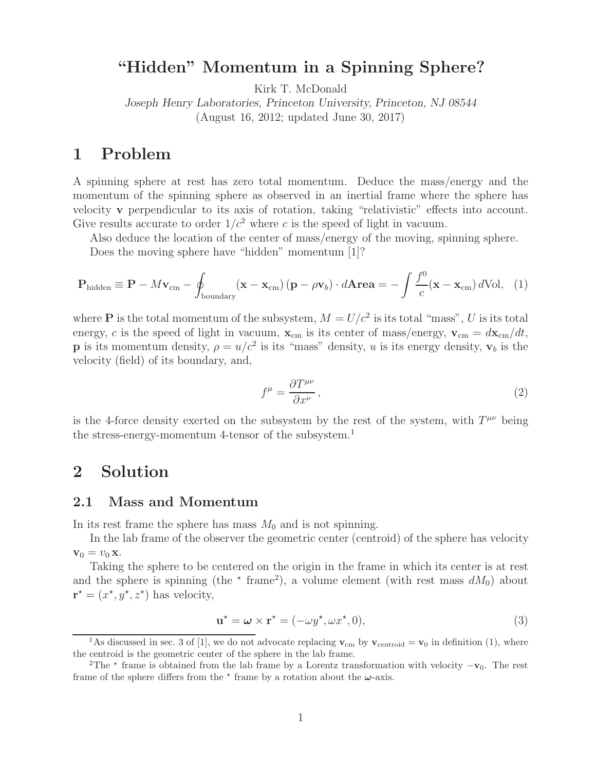# "Hidden" Momentum in a Spinning Sphere?

Kirk T. McDonald

*Joseph Henry Laboratories, Princeton University, Princeton, NJ 08544*

(August 16, 2012; updated June 30, 2017)

## 1 Problem

A spinning sphere at rest has zero total momentum. Deduce the mass/energy and the momentum of the spinning sphere as observed in an inertial frame where the sphere has velocity $\mathbf{v}$ perpendicular to its axis of rotation, taking "relativistic" effects into account. Give results accurate to order $1/c^2$ where $c$ is the speed of light in vacuum.

Also deduce the location of the center of mass/energy of the moving, spinning sphere.

Does the moving sphere have "hidden" momentum [1]?

$$\mathbf{P}_{\rm hidden} \equiv \mathbf{P} - M\mathbf{v}_{\rm cm} - \oint_{\rm boundary} (\mathbf{x} - \mathbf{x}_{\rm cm})\,(\mathbf{p} - \rho\mathbf{v}_b) \cdot d\mathbf{Area} = -\int \frac{f^0}{c}(\mathbf{x} - \mathbf{x}_{\rm cm})\,d{\rm Vol}, \quad (1)$$

where $\mathbf{P}$ is the total momentum of the subsystem, $M = U/c^2$ is its total "mass", $U$ is its total energy, $c$ is the speed of light in vacuum, $\mathbf{x}_{\rm cm}$ is its center of mass/energy, $\mathbf{v}_{\rm cm} = d\mathbf{x}_{\rm cm}/dt$, $\mathbf{p}$ is its momentum density, $\rho = u/c^2$ is its "mass" density, $u$ is its energy density, $\mathbf{v}_b$ is the velocity (field) of its boundary, and,

$$f^\mu = \frac{\partial T^{\mu\nu}}{\partial x^\nu}\,, \quad (2)$$

is the 4-force density exerted on the subsystem by the rest of the system, with $T^{\mu\nu}$ being the stress-energy-momentum 4-tensor of the subsystem.[1]

## 2 Solution

### 2.1 Mass and Momentum

In its rest frame the sphere has mass $M_0$ and is not spinning.

In the lab frame of the observer the geometric center (centroid) of the sphere has velocity $\mathbf{v}_0 = v_0\,\mathbf{x}$.

Taking the sphere to be centered on the origin in the frame in which its center is at rest and the sphere is spinning (the $^\star$ frame[2]), a volume element (with rest mass $dM_0$) about $\mathbf{r}^\star = (x^\star, y^\star, z^\star)$ has velocity,

$$\mathbf{u}^\star = \boldsymbol{\omega} \times \mathbf{r}^\star = (-\omega y^\star, \omega x^\star, 0), \quad (3)$$

[1] As discussed in sec. 3 of [1], we do not advocate replacing $\mathbf{v}_{\rm cm}$ by $\mathbf{v}_{\rm centroid} = \mathbf{v}_0$ in definition (1), where the centroid is the geometric center of the sphere in the lab frame.

[2] The $^\star$ frame is obtained from the lab frame by a Lorentz transformation with velocity $-\mathbf{v}_0$. The rest frame of the sphere differs from the $^\star$ frame by a rotation about the $\boldsymbol{\omega}$-axis.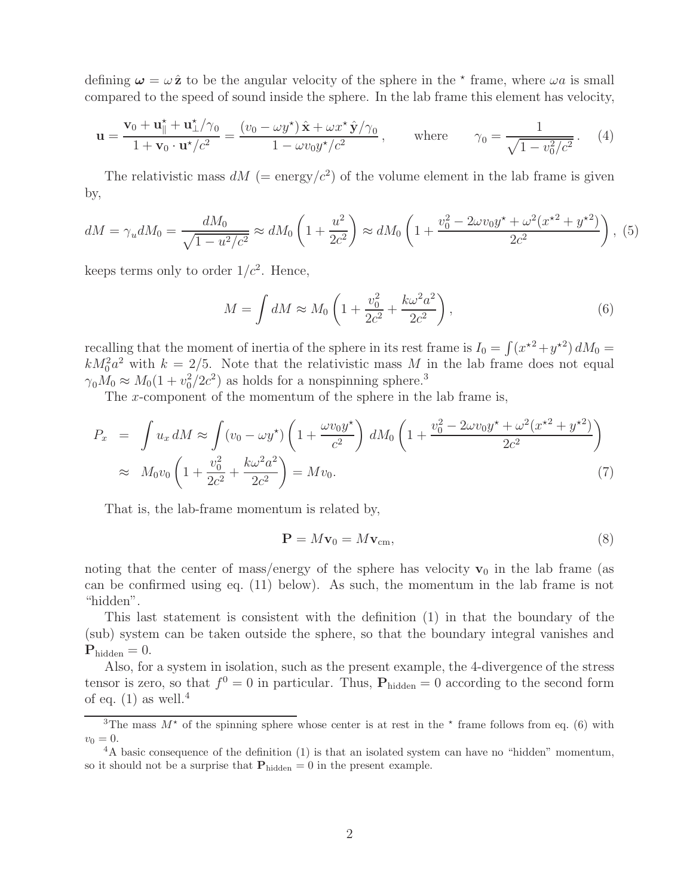defining $\boldsymbol{\omega} = \omega\,\hat{\mathbf{z}}$ to be the angular velocity of the sphere in the $^\star$ frame, where $\omega a$ is small compared to the speed of sound inside the sphere. In the lab frame this element has velocity,

$$\mathbf{u} = \frac{\mathbf{v}_0 + \mathbf{u}^\star_\parallel + \mathbf{u}^\star_\perp/\gamma_0}{1 + \mathbf{v}_0 \cdot \mathbf{u}^\star/c^2} = \frac{(v_0 - \omega y^\star)\,\hat{\mathbf{x}} + \omega x^\star\,\hat{\mathbf{y}}/\gamma_0}{1 - \omega v_0 y^\star/c^2}, \qquad \text{where} \qquad \gamma_0 = \frac{1}{\sqrt{1 - v_0^2/c^2}}. \quad (4)$$

The relativistic mass $dM$ (= energy/$c^2$) of the volume element in the lab frame is given by,

$$dM = \gamma_u dM_0 = \frac{dM_0}{\sqrt{1 - u^2/c^2}} \approx dM_0\left(1 + \frac{u^2}{2c^2}\right) \approx dM_0\left(1 + \frac{v_0^2 - 2\omega v_0 y^\star + \omega^2(x^{\star 2} + y^{\star 2})}{2c^2}\right), \; (5)$$

keeps terms only to order $1/c^2$. Hence,

$$M = \int dM \approx M_0\left(1 + \frac{v_0^2}{2c^2} + \frac{k\omega^2 a^2}{2c^2}\right), \qquad (6)$$

recalling that the moment of inertia of the sphere in its rest frame is $I_0 = \int (x^{\star 2} + y^{\star 2})\, dM_0 = kM_0^2 a^2$ with $k = 2/5$. Note that the relativistic mass $M$ in the lab frame does not equal $\gamma_0 M_0 \approx M_0(1 + v_0^2/2c^2)$ as holds for a nonspinning sphere.[3]

The $x$-component of the momentum of the sphere in the lab frame is,

$$\begin{aligned} P_x &= \int u_x\, dM \approx \int (v_0 - \omega y^\star)\left(1 + \frac{\omega v_0 y^\star}{c^2}\right) dM_0 \left(1 + \frac{v_0^2 - 2\omega v_0 y^\star + \omega^2(x^{\star 2} + y^{\star 2})}{2c^2}\right) \\ &\approx M_0 v_0\left(1 + \frac{v_0^2}{2c^2} + \frac{k\omega^2 a^2}{2c^2}\right) = M v_0. \end{aligned} \qquad (7)$$

That is, the lab-frame momentum is related by,

$$\mathbf{P} = M\mathbf{v}_0 = M\mathbf{v}_{\text{cm}}, \qquad (8)$$

noting that the center of mass/energy of the sphere has velocity $\mathbf{v}_0$ in the lab frame (as can be confirmed using eq. (11) below). As such, the momentum in the lab frame is not "hidden".

This last statement is consistent with the definition (1) in that the boundary of the (sub) system can be taken outside the sphere, so that the boundary integral vanishes and $\mathbf{P}_{\text{hidden}} = 0$.

Also, for a system in isolation, such as the present example, the 4-divergence of the stress tensor is zero, so that $f^0 = 0$ in particular. Thus, $\mathbf{P}_{\text{hidden}} = 0$ according to the second form of eq. (1) as well.[4]

[3] The mass $M^\star$ of the spinning sphere whose center is at rest in the $^\star$ frame follows from eq. (6) with $v_0 = 0$.

[4] A basic consequence of the definition (1) is that an isolated system can have no "hidden" momentum, so it should not be a surprise that $\mathbf{P}_{\text{hidden}} = 0$ in the present example.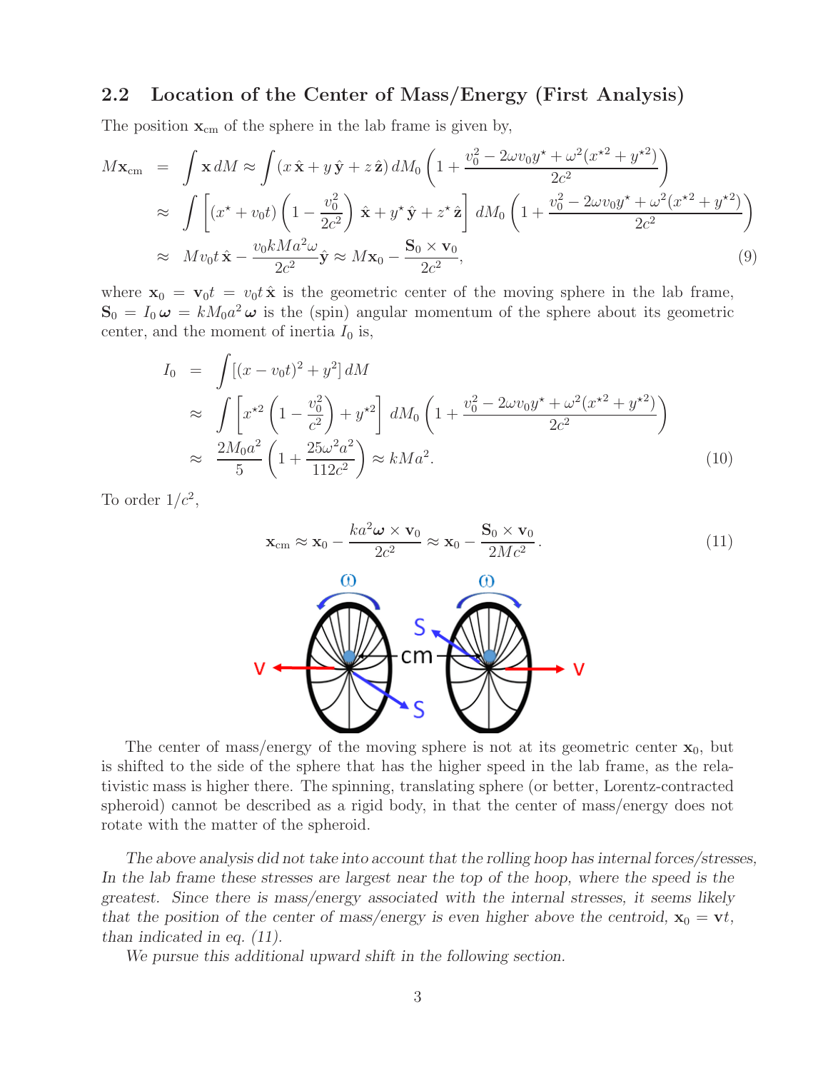## 2.2 Location of the Center of Mass/Energy (First Analysis)

The position $\mathbf{x}_{\rm cm}$ of the sphere in the lab frame is given by,

$$
\begin{aligned}
M\mathbf{x}_{\rm cm} &= \int \mathbf{x}\, dM \approx \int (x\,\hat{\mathbf{x}} + y\,\hat{\mathbf{y}} + z\,\hat{\mathbf{z}})\, dM_0 \left(1 + \frac{v_0^2 - 2\omega v_0 y^\star + \omega^2(x^{\star 2} + y^{\star 2})}{2c^2}\right) \\
&\approx \int \left[(x^\star + v_0 t)\left(1 - \frac{v_0^2}{2c^2}\right)\hat{\mathbf{x}} + y^\star\,\hat{\mathbf{y}} + z^\star\,\hat{\mathbf{z}}\right] dM_0 \left(1 + \frac{v_0^2 - 2\omega v_0 y^\star + \omega^2(x^{\star 2} + y^{\star 2})}{2c^2}\right) \\
&\approx M v_0 t\,\hat{\mathbf{x}} - \frac{v_0 k M a^2 \omega}{2c^2}\hat{\mathbf{y}} \approx M\mathbf{x}_0 - \frac{\mathbf{S}_0 \times \mathbf{v}_0}{2c^2},
\end{aligned} \tag{9}
$$

where $\mathbf{x}_0 = \mathbf{v}_0 t = v_0 t\,\hat{\mathbf{x}}$ is the geometric center of the moving sphere in the lab frame, $\mathbf{S}_0 = I_0\,\boldsymbol{\omega} = kM_0 a^2\,\boldsymbol{\omega}$ is the (spin) angular momentum of the sphere about its geometric center, and the moment of inertia $I_0$ is,

$$
\begin{aligned}
I_0 &= \int [(x - v_0 t)^2 + y^2]\, dM \\
&\approx \int \left[x^{\star 2}\left(1 - \frac{v_0^2}{c^2}\right) + y^{\star 2}\right] dM_0 \left(1 + \frac{v_0^2 - 2\omega v_0 y^\star + \omega^2(x^{\star 2} + y^{\star 2})}{2c^2}\right) \\
&\approx \frac{2M_0 a^2}{5}\left(1 + \frac{25\omega^2 a^2}{112c^2}\right) \approx kMa^2.
\end{aligned} \tag{10}
$$

To order $1/c^2$,

$$
\mathbf{x}_{\rm cm} \approx \mathbf{x}_0 - \frac{ka^2\boldsymbol{\omega} \times \mathbf{v}_0}{2c^2} \approx \mathbf{x}_0 - \frac{\mathbf{S}_0 \times \mathbf{v}_0}{2Mc^2}. \tag{11}
$$

The center of mass/energy of the moving sphere is not at its geometric center $\mathbf{x}_0$, but is shifted to the side of the sphere that has the higher speed in the lab frame, as the relativistic mass is higher there. The spinning, translating sphere (or better, Lorentz-contracted spheroid) cannot be described as a rigid body, in that the center of mass/energy does not rotate with the matter of the spheroid.

*The above analysis did not take into account that the rolling hoop has internal forces/stresses, In the lab frame these stresses are largest near the top of the hoop, where the speed is the greatest. Since there is mass/energy associated with the internal stresses, it seems likely that the position of the center of mass/energy is even higher above the centroid, $\mathbf{x}_0 = \mathbf{v}t$, than indicated in eq. (11).*

*We pursue this additional upward shift in the following section.*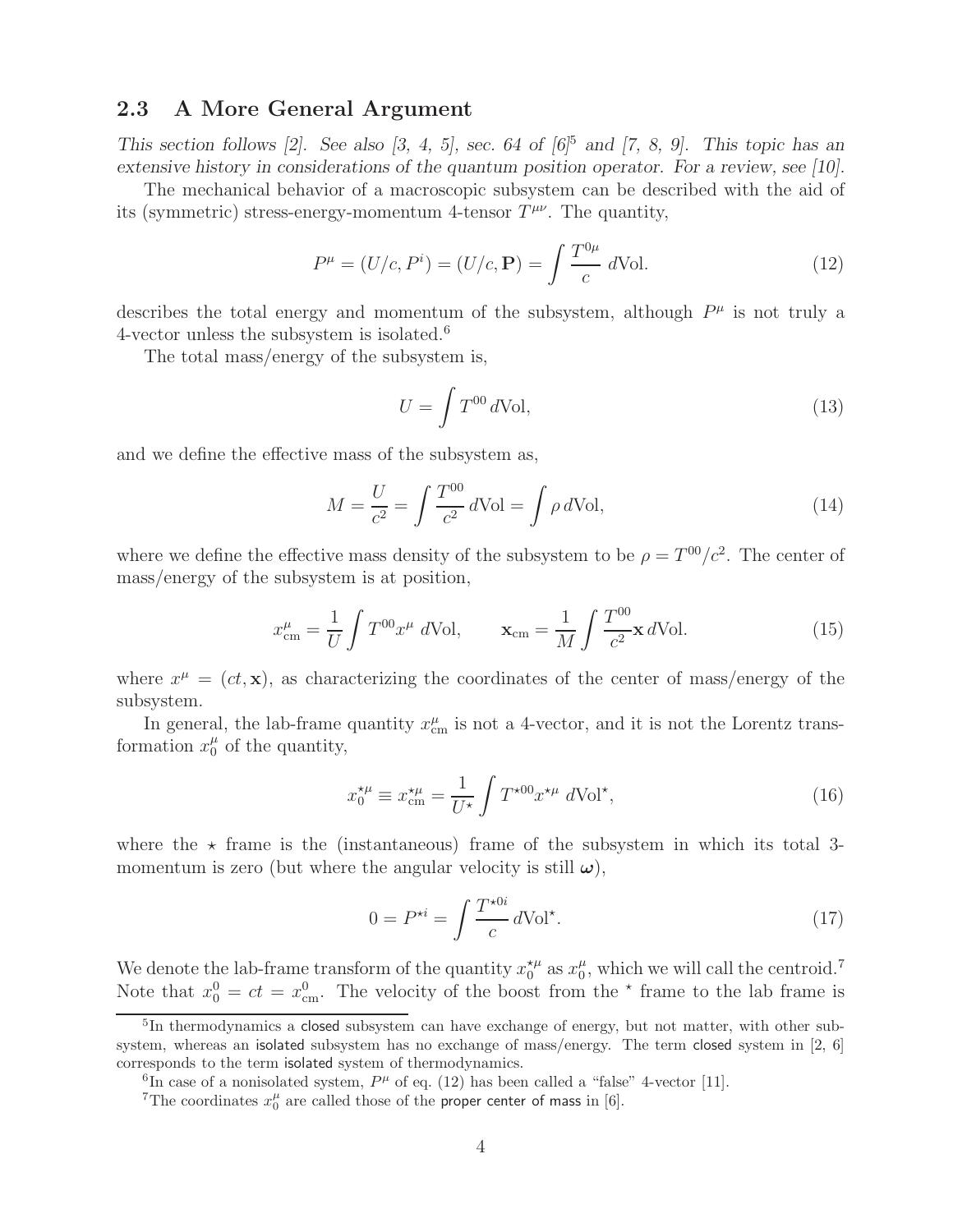## 2.3 A More General Argument

*This section follows [2]. See also [3, 4, 5], sec. 64 of [6][5] and [7, 8, 9]. This topic has an extensive history in considerations of the quantum position operator. For a review, see [10].*

The mechanical behavior of a macroscopic subsystem can be described with the aid of its (symmetric) stress-energy-momentum 4-tensor $T^{\mu\nu}$. The quantity,

$$P^\mu = (U/c, P^i) = (U/c, \mathbf{P}) = \int \frac{T^{0\mu}}{c}\, d\text{Vol}. \tag{12}$$

describes the total energy and momentum of the subsystem, although $P^\mu$ is not truly a 4-vector unless the subsystem is isolated.[6]

The total mass/energy of the subsystem is,

$$U = \int T^{00}\, d\text{Vol}, \tag{13}$$

and we define the effective mass of the subsystem as,

$$M = \frac{U}{c^2} = \int \frac{T^{00}}{c^2}\, d\text{Vol} = \int \rho\, d\text{Vol}, \tag{14}$$

where we define the effective mass density of the subsystem to be $\rho = T^{00}/c^2$. The center of mass/energy of the subsystem is at position,

$$x^\mu_{\text{cm}} = \frac{1}{U}\int T^{00} x^\mu\, d\text{Vol}, \qquad \mathbf{x}_{\text{cm}} = \frac{1}{M}\int \frac{T^{00}}{c^2}\mathbf{x}\, d\text{Vol}. \tag{15}$$

where $x^\mu = (ct, \mathbf{x})$, as characterizing the coordinates of the center of mass/energy of the subsystem.

In general, the lab-frame quantity $x^\mu_{\text{cm}}$ is not a 4-vector, and it is not the Lorentz transformation $x^\mu_0$ of the quantity,

$$x^{\star\mu}_0 \equiv x^{\star\mu}_{\text{cm}} = \frac{1}{U^\star}\int T^{\star 00} x^{\star\mu}\, d\text{Vol}^\star, \tag{16}$$

where the $\star$ frame is the (instantaneous) frame of the subsystem in which its total 3-momentum is zero (but where the angular velocity is still $\boldsymbol{\omega}$),

$$0 = P^{\star i} = \int \frac{T^{\star 0i}}{c}\, d\text{Vol}^\star. \tag{17}$$

We denote the lab-frame transform of the quantity $x^{\star\mu}_0$ as $x^\mu_0$, which we will call the centroid.[7] Note that $x^0_0 = ct = x^0_{\text{cm}}$. The velocity of the boost from the $^\star$ frame to the lab frame is

---

[5] In thermodynamics a closed subsystem can have exchange of energy, but not matter, with other subsystem, whereas an isolated subsystem has no exchange of mass/energy. The term closed system in [2, 6] corresponds to the term isolated system of thermodynamics.

[6] In case of a nonisolated system, $P^\mu$ of eq. (12) has been called a "false" 4-vector [11].

[7] The coordinates $x^\mu_0$ are called those of the proper center of mass in [6].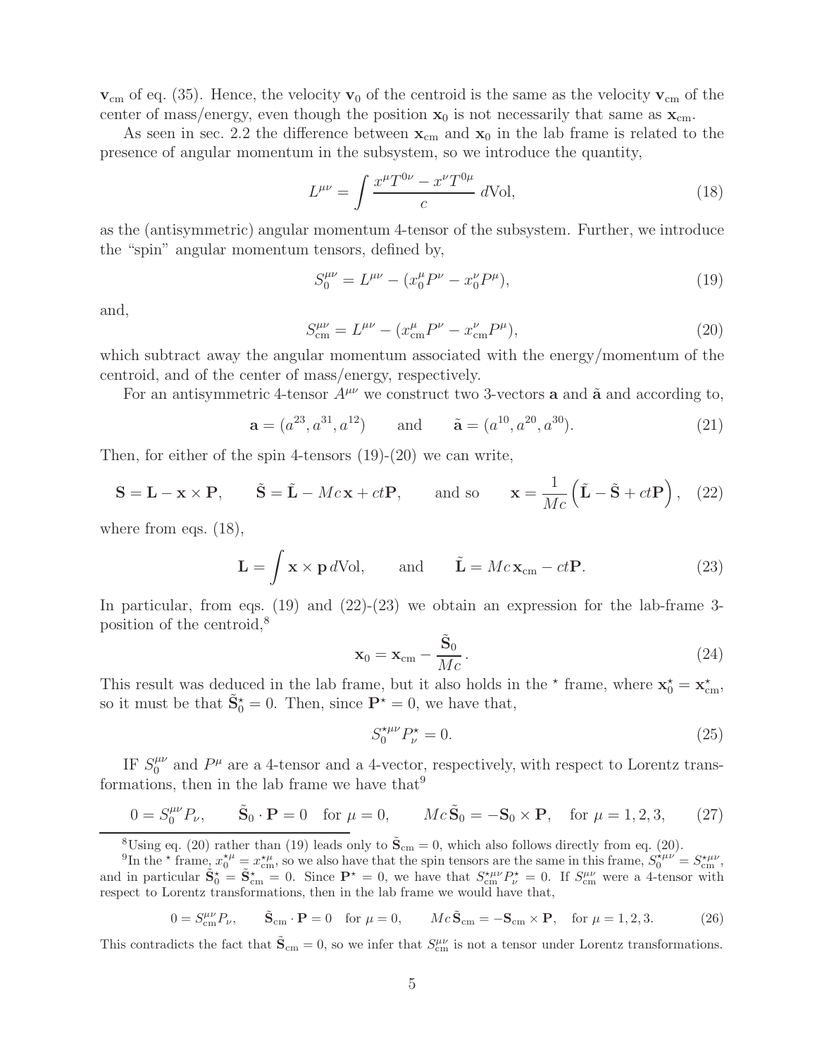$\mathbf{v}_{\rm cm}$ of eq. (35). Hence, the velocity $\mathbf{v}_0$ of the centroid is the same as the velocity $\mathbf{v}_{\rm cm}$ of the center of mass/energy, even though the position $\mathbf{x}_0$ is not necessarily that same as $\mathbf{x}_{\rm cm}$.

As seen in sec. 2.2 the difference between $\mathbf{x}_{\rm cm}$ and $\mathbf{x}_0$ in the lab frame is related to the presence of angular momentum in the subsystem, so we introduce the quantity,

$$L^{\mu\nu} = \int \frac{x^\mu T^{0\nu} - x^\nu T^{0\mu}}{c}\, d\text{Vol}, \tag{18}$$

as the (antisymmetric) angular momentum 4-tensor of the subsystem. Further, we introduce the "spin" angular momentum tensors, defined by,

$$S_0^{\mu\nu} = L^{\mu\nu} - (x_0^\mu P^\nu - x_0^\nu P^\mu), \tag{19}$$

and,

$$S_{\rm cm}^{\mu\nu} = L^{\mu\nu} - (x_{\rm cm}^\mu P^\nu - x_{\rm cm}^\nu P^\mu), \tag{20}$$

which subtract away the angular momentum associated with the energy/momentum of the centroid, and of the center of mass/energy, respectively.

For an antisymmetric 4-tensor $A^{\mu\nu}$ we construct two 3-vectors $\mathbf{a}$ and $\tilde{\mathbf{a}}$ and according to,

$$\mathbf{a} = (a^{23}, a^{31}, a^{12}) \qquad \text{and} \qquad \tilde{\mathbf{a}} = (a^{10}, a^{20}, a^{30}). \tag{21}$$

Then, for either of the spin 4-tensors (19)-(20) we can write,

$$\mathbf{S} = \mathbf{L} - \mathbf{x}\times\mathbf{P}, \qquad \tilde{\mathbf{S}} = \tilde{\mathbf{L}} - Mc\,\mathbf{x} + ct\mathbf{P}, \qquad \text{and so} \qquad \mathbf{x} = \frac{1}{Mc}\left(\tilde{\mathbf{L}} - \tilde{\mathbf{S}} + ct\mathbf{P}\right), \tag{22}$$

where from eqs. (18),

$$\mathbf{L} = \int \mathbf{x}\times\mathbf{p}\, d\text{Vol}, \qquad \text{and} \qquad \tilde{\mathbf{L}} = Mc\,\mathbf{x}_{\rm cm} - ct\mathbf{P}. \tag{23}$$

In particular, from eqs. (19) and (22)-(23) we obtain an expression for the lab-frame 3-position of the centroid,[8]

$$\mathbf{x}_0 = \mathbf{x}_{\rm cm} - \frac{\tilde{\mathbf{S}}_0}{Mc}. \tag{24}$$

This result was deduced in the lab frame, but it also holds in the $\star$ frame, where $\mathbf{x}_0^\star = \mathbf{x}_{\rm cm}^\star$, so it must be that $\tilde{\mathbf{S}}_0^\star = 0$. Then, since $\mathbf{P}^\star = 0$, we have that,

$$S_0^{\star\mu\nu} P_\nu^\star = 0. \tag{25}$$

IF $S_0^{\mu\nu}$ and $P^\mu$ are a 4-tensor and a 4-vector, respectively, with respect to Lorentz transformations, then in the lab frame we have that[9]

$$0 = S_0^{\mu\nu} P_\nu, \qquad \tilde{\mathbf{S}}_0\cdot\mathbf{P} = 0 \quad \text{for } \mu = 0, \qquad Mc\,\tilde{\mathbf{S}}_0 = -\mathbf{S}_0\times\mathbf{P}, \quad \text{for } \mu = 1, 2, 3, \tag{27}$$

---

[8] Using eq. (20) rather than (19) leads only to $\tilde{\mathbf{S}}_{\rm cm} = 0$, which also follows directly from eq. (20).

[9] In the $\star$ frame, $x_0^{\star\mu} = x_{\rm cm}^{\star\mu}$, so we also have that the spin tensors are the same in this frame, $S_0^{\star\mu\nu} = S_{\rm cm}^{\star\mu\nu}$, and in particular $\tilde{\mathbf{S}}_0^\star = \tilde{\mathbf{S}}_{\rm cm}^\star = 0$. Since $\mathbf{P}^\star = 0$, we have that $S_{\rm cm}^{\star\mu\nu} P_\nu^\star = 0$. If $S_{\rm cm}^{\mu\nu}$ were a 4-tensor with respect to Lorentz transformations, then in the lab frame we would have that,

$$0 = S_{\rm cm}^{\mu\nu} P_\nu, \qquad \tilde{\mathbf{S}}_{\rm cm}\cdot\mathbf{P} = 0 \quad \text{for } \mu = 0, \qquad Mc\,\tilde{\mathbf{S}}_{\rm cm} = -\mathbf{S}_{\rm cm}\times\mathbf{P}, \quad \text{for } \mu = 1, 2, 3. \tag{26}$$

This contradicts the fact that $\tilde{\mathbf{S}}_{\rm cm} = 0$, so we infer that $S_{\rm cm}^{\mu\nu}$ is not a tensor under Lorentz transformations.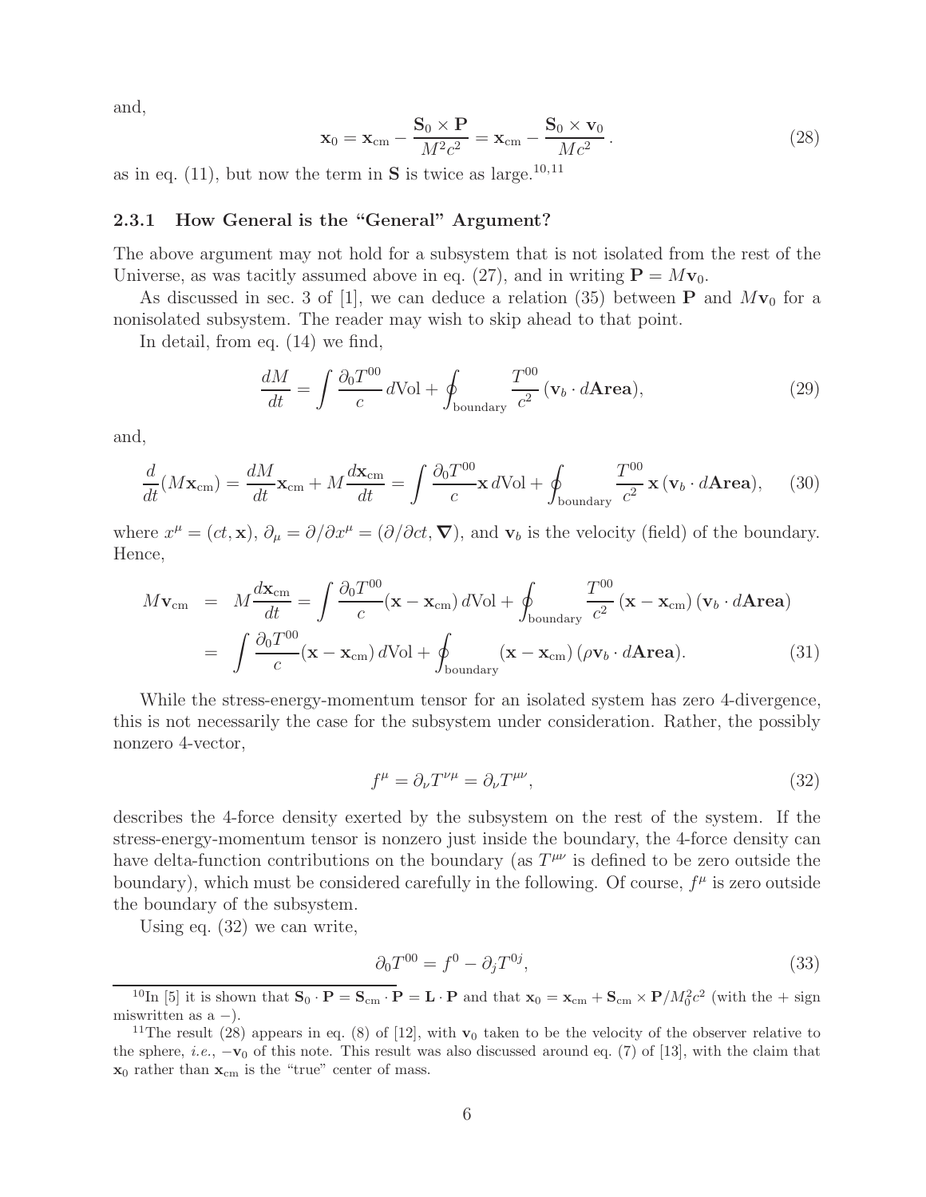and,

$$\mathbf{x}_0 = \mathbf{x}_{\rm cm} - \frac{\mathbf{S}_0 \times \mathbf{P}}{M^2 c^2} = \mathbf{x}_{\rm cm} - \frac{\mathbf{S}_0 \times \mathbf{v}_0}{M c^2}\,. \tag{28}$$

as in eq. (11), but now the term in $\mathbf{S}$ is twice as large.[10,11]

### 2.3.1 How General is the "General" Argument?

The above argument may not hold for a subsystem that is not isolated from the rest of the Universe, as was tacitly assumed above in eq. (27), and in writing $\mathbf{P} = M\mathbf{v}_0$.

As discussed in sec. 3 of [1], we can deduce a relation (35) between $\mathbf{P}$ and $M\mathbf{v}_0$ for a nonisolated subsystem. The reader may wish to skip ahead to that point.

In detail, from eq. (14) we find,

$$\frac{dM}{dt} = \int \frac{\partial_0 T^{00}}{c}\, d{\rm Vol} + \oint_{\rm boundary} \frac{T^{00}}{c^2}\, (\mathbf{v}_b \cdot d\mathbf{Area}), \tag{29}$$

and,

$$\frac{d}{dt}(M\mathbf{x}_{\rm cm}) = \frac{dM}{dt}\mathbf{x}_{\rm cm} + M\frac{d\mathbf{x}_{\rm cm}}{dt} = \int \frac{\partial_0 T^{00}}{c}\mathbf{x}\, d{\rm Vol} + \oint_{\rm boundary} \frac{T^{00}}{c^2}\, \mathbf{x}\, (\mathbf{v}_b \cdot d\mathbf{Area}), \tag{30}$$

where $x^\mu = (ct, \mathbf{x})$, $\partial_\mu = \partial/\partial x^\mu = (\partial/\partial ct, \boldsymbol{\nabla})$, and $\mathbf{v}_b$ is the velocity (field) of the boundary. Hence,

$$\begin{aligned} M\mathbf{v}_{\rm cm} &= M\frac{d\mathbf{x}_{\rm cm}}{dt} = \int \frac{\partial_0 T^{00}}{c}(\mathbf{x} - \mathbf{x}_{\rm cm})\, d{\rm Vol} + \oint_{\rm boundary} \frac{T^{00}}{c^2}\, (\mathbf{x} - \mathbf{x}_{\rm cm})\, (\mathbf{v}_b \cdot d\mathbf{Area}) \\ &= \int \frac{\partial_0 T^{00}}{c}(\mathbf{x} - \mathbf{x}_{\rm cm})\, d{\rm Vol} + \oint_{\rm boundary} (\mathbf{x} - \mathbf{x}_{\rm cm})\, (\rho\mathbf{v}_b \cdot d\mathbf{Area}). \end{aligned} \tag{31}$$

While the stress-energy-momentum tensor for an isolated system has zero 4-divergence, this is not necessarily the case for the subsystem under consideration. Rather, the possibly nonzero 4-vector,

$$f^\mu = \partial_\nu T^{\nu\mu} = \partial_\nu T^{\mu\nu}, \tag{32}$$

describes the 4-force density exerted by the subsystem on the rest of the system. If the stress-energy-momentum tensor is nonzero just inside the boundary, the 4-force density can have delta-function contributions on the boundary (as $T^{\mu\nu}$ is defined to be zero outside the boundary), which must be considered carefully in the following. Of course, $f^\mu$ is zero outside the boundary of the subsystem.

Using eq. (32) we can write,

$$\partial_0 T^{00} = f^0 - \partial_j T^{0j}, \tag{33}$$

[10] In [5] it is shown that $\mathbf{S}_0 \cdot \mathbf{P} = \mathbf{S}_{\rm cm} \cdot \mathbf{P} = \mathbf{L} \cdot \mathbf{P}$ and that $\mathbf{x}_0 = \mathbf{x}_{\rm cm} + \mathbf{S}_{\rm cm} \times \mathbf{P}/M_0^2 c^2$ (with the + sign miswritten as a −).

[11] The result (28) appears in eq. (8) of [12], with $\mathbf{v}_0$ taken to be the velocity of the observer relative to the sphere, *i.e.*, $-\mathbf{v}_0$ of this note. This result was also discussed around eq. (7) of [13], with the claim that $\mathbf{x}_0$ rather than $\mathbf{x}_{\rm cm}$ is the "true" center of mass.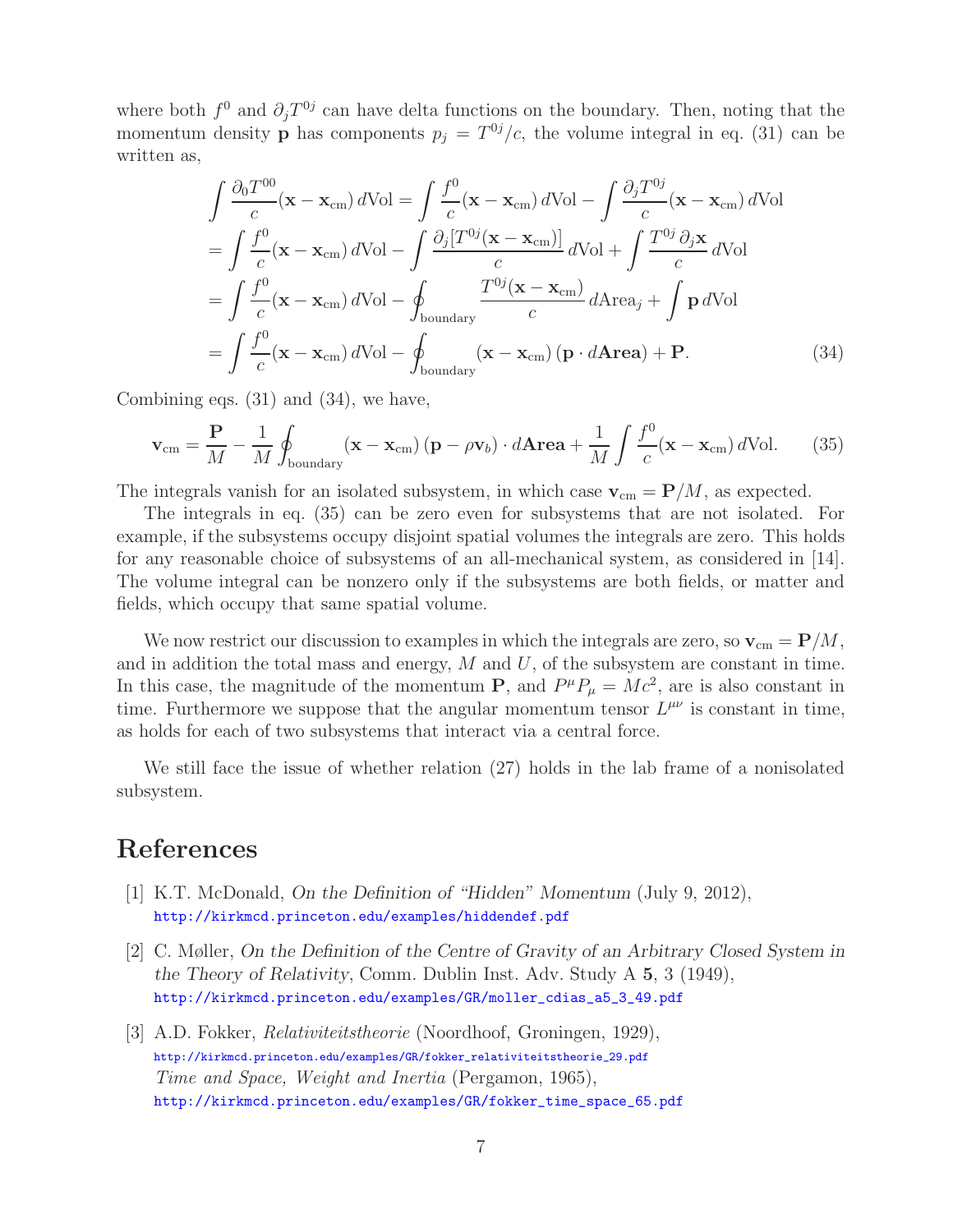where both $f^0$ and $\partial_j T^{0j}$ can have delta functions on the boundary. Then, noting that the momentum density $\mathbf{p}$ has components $p_j = T^{0j}/c$, the volume integral in eq. (31) can be written as,

$$
\begin{aligned}
\int \frac{\partial_0 T^{00}}{c}(\mathbf{x} - \mathbf{x}_{\rm cm})\, d\text{Vol} &= \int \frac{f^0}{c}(\mathbf{x} - \mathbf{x}_{\rm cm})\, d\text{Vol} - \int \frac{\partial_j T^{0j}}{c}(\mathbf{x} - \mathbf{x}_{\rm cm})\, d\text{Vol} \\
&= \int \frac{f^0}{c}(\mathbf{x} - \mathbf{x}_{\rm cm})\, d\text{Vol} - \int \frac{\partial_j [T^{0j}(\mathbf{x} - \mathbf{x}_{\rm cm})]}{c}\, d\text{Vol} + \int \frac{T^{0j}\, \partial_j \mathbf{x}}{c}\, d\text{Vol} \\
&= \int \frac{f^0}{c}(\mathbf{x} - \mathbf{x}_{\rm cm})\, d\text{Vol} - \oint_{\text{boundary}} \frac{T^{0j}(\mathbf{x} - \mathbf{x}_{\rm cm})}{c}\, d\text{Area}_j + \int \mathbf{p}\, d\text{Vol} \\
&= \int \frac{f^0}{c}(\mathbf{x} - \mathbf{x}_{\rm cm})\, d\text{Vol} - \oint_{\text{boundary}} (\mathbf{x} - \mathbf{x}_{\rm cm})\, (\mathbf{p} \cdot d\mathbf{Area}) + \mathbf{P}. \qquad (34)
\end{aligned}
$$

Combining eqs. (31) and (34), we have,

$$
\mathbf{v}_{\rm cm} = \frac{\mathbf{P}}{M} - \frac{1}{M} \oint_{\text{boundary}} (\mathbf{x} - \mathbf{x}_{\rm cm})\, (\mathbf{p} - \rho \mathbf{v}_b) \cdot d\mathbf{Area} + \frac{1}{M} \int \frac{f^0}{c}(\mathbf{x} - \mathbf{x}_{\rm cm})\, d\text{Vol}. \qquad (35)
$$

The integrals vanish for an isolated subsystem, in which case $\mathbf{v}_{\rm cm} = \mathbf{P}/M$, as expected.

The integrals in eq. (35) can be zero even for subsystems that are not isolated. For example, if the subsystems occupy disjoint spatial volumes the integrals are zero. This holds for any reasonable choice of subsystems of an all-mechanical system, as considered in [14]. The volume integral can be nonzero only if the subsystems are both fields, or matter and fields, which occupy that same spatial volume.

We now restrict our discussion to examples in which the integrals are zero, so $\mathbf{v}_{\rm cm} = \mathbf{P}/M$, and in addition the total mass and energy, $M$ and $U$, of the subsystem are constant in time. In this case, the magnitude of the momentum $\mathbf{P}$, and $P^\mu P_\mu = Mc^2$, are is also constant in time. Furthermore we suppose that the angular momentum tensor $L^{\mu\nu}$ is constant in time, as holds for each of two subsystems that interact via a central force.

We still face the issue of whether relation (27) holds in the lab frame of a nonisolated subsystem.

# References

[1] K.T. McDonald, *On the Definition of "Hidden" Momentum* (July 9, 2012), http://kirkmcd.princeton.edu/examples/hiddendef.pdf

[2] C. Møller, *On the Definition of the Centre of Gravity of an Arbitrary Closed System in the Theory of Relativity*, Comm. Dublin Inst. Adv. Study A **5**, 3 (1949), http://kirkmcd.princeton.edu/examples/GR/moller_cdias_a5_3_49.pdf

[3] A.D. Fokker, *Relativiteitstheorie* (Noordhoof, Groningen, 1929), http://kirkmcd.princeton.edu/examples/GR/fokker_relativiteitstheorie_29.pdf
*Time and Space, Weight and Inertia* (Pergamon, 1965), http://kirkmcd.princeton.edu/examples/GR/fokker_time_space_65.pdf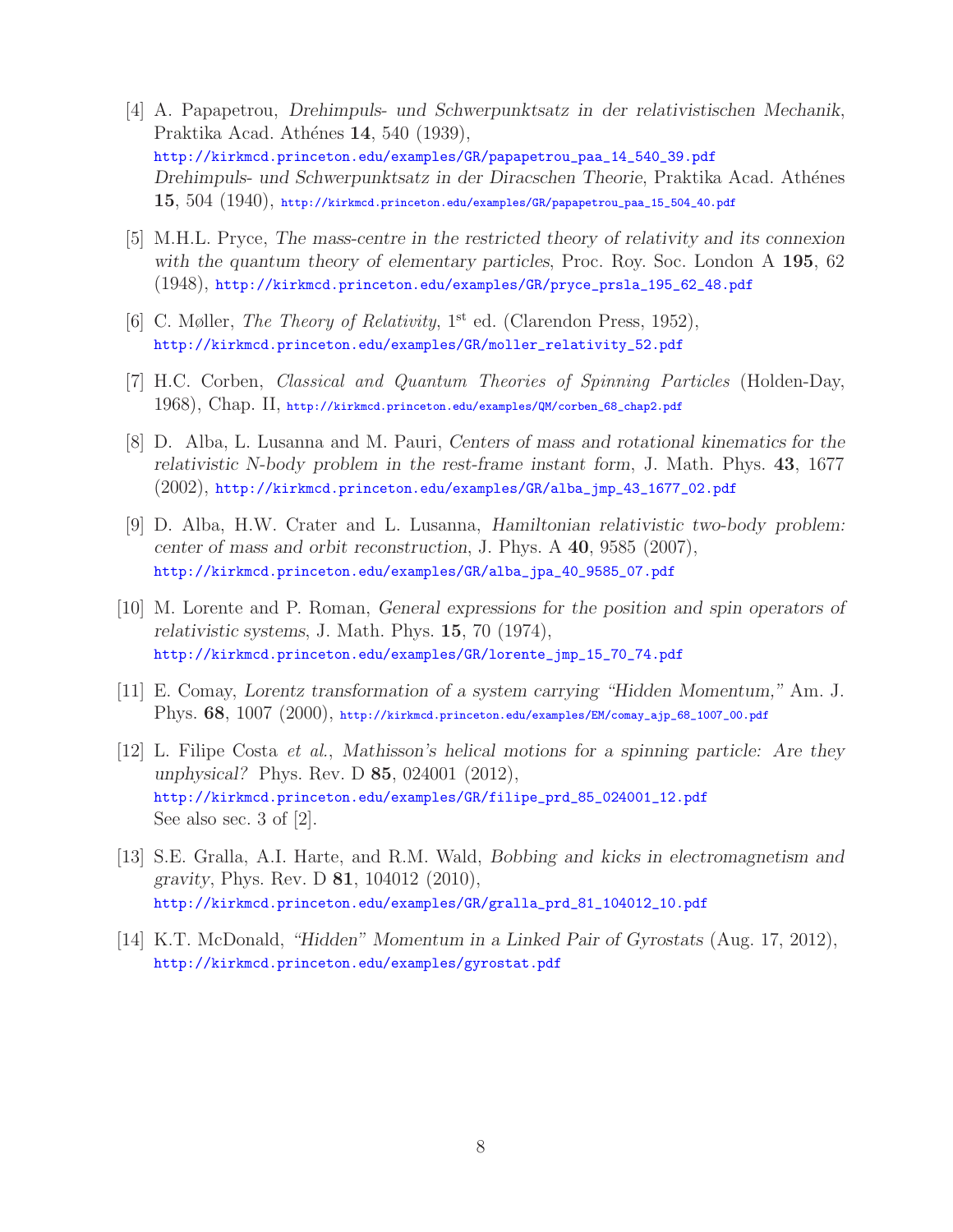[4] A. Papapetrou, *Drehimpuls- und Schwerpunktsatz in der relativistischen Mechanik*, Praktika Acad. Athénes **14**, 540 (1939),
http://kirkmcd.princeton.edu/examples/GR/papapetrou_paa_14_540_39.pdf
*Drehimpuls- und Schwerpunktsatz in der Diracschen Theorie*, Praktika Acad. Athénes **15**, 504 (1940), http://kirkmcd.princeton.edu/examples/GR/papapetrou_paa_15_504_40.pdf

[5] M.H.L. Pryce, *The mass-centre in the restricted theory of relativity and its connexion with the quantum theory of elementary particles*, Proc. Roy. Soc. London A **195**, 62 (1948), http://kirkmcd.princeton.edu/examples/GR/pryce_prsla_195_62_48.pdf

[6] C. Møller, *The Theory of Relativity*, 1st ed. (Clarendon Press, 1952),
http://kirkmcd.princeton.edu/examples/GR/moller_relativity_52.pdf

[7] H.C. Corben, *Classical and Quantum Theories of Spinning Particles* (Holden-Day, 1968), Chap. II, http://kirkmcd.princeton.edu/examples/QM/corben_68_chap2.pdf

[8] D. Alba, L. Lusanna and M. Pauri, *Centers of mass and rotational kinematics for the relativistic N-body problem in the rest-frame instant form*, J. Math. Phys. **43**, 1677 (2002), http://kirkmcd.princeton.edu/examples/GR/alba_jmp_43_1677_02.pdf

[9] D. Alba, H.W. Crater and L. Lusanna, *Hamiltonian relativistic two-body problem: center of mass and orbit reconstruction*, J. Phys. A **40**, 9585 (2007),
http://kirkmcd.princeton.edu/examples/GR/alba_jpa_40_9585_07.pdf

[10] M. Lorente and P. Roman, *General expressions for the position and spin operators of relativistic systems*, J. Math. Phys. **15**, 70 (1974),
http://kirkmcd.princeton.edu/examples/GR/lorente_jmp_15_70_74.pdf

[11] E. Comay, *Lorentz transformation of a system carrying "Hidden Momentum,"* Am. J. Phys. **68**, 1007 (2000), http://kirkmcd.princeton.edu/examples/EM/comay_ajp_68_1007_00.pdf

[12] L. Filipe Costa *et al.*, *Mathisson's helical motions for a spinning particle: Are they unphysical?* Phys. Rev. D **85**, 024001 (2012),
http://kirkmcd.princeton.edu/examples/GR/filipe_prd_85_024001_12.pdf
See also sec. 3 of [2].

[13] S.E. Gralla, A.I. Harte, and R.M. Wald, *Bobbing and kicks in electromagnetism and gravity*, Phys. Rev. D **81**, 104012 (2010),
http://kirkmcd.princeton.edu/examples/GR/gralla_prd_81_104012_10.pdf

[14] K.T. McDonald, *"Hidden" Momentum in a Linked Pair of Gyrostats* (Aug. 17, 2012),
http://kirkmcd.princeton.edu/examples/gyrostat.pdf